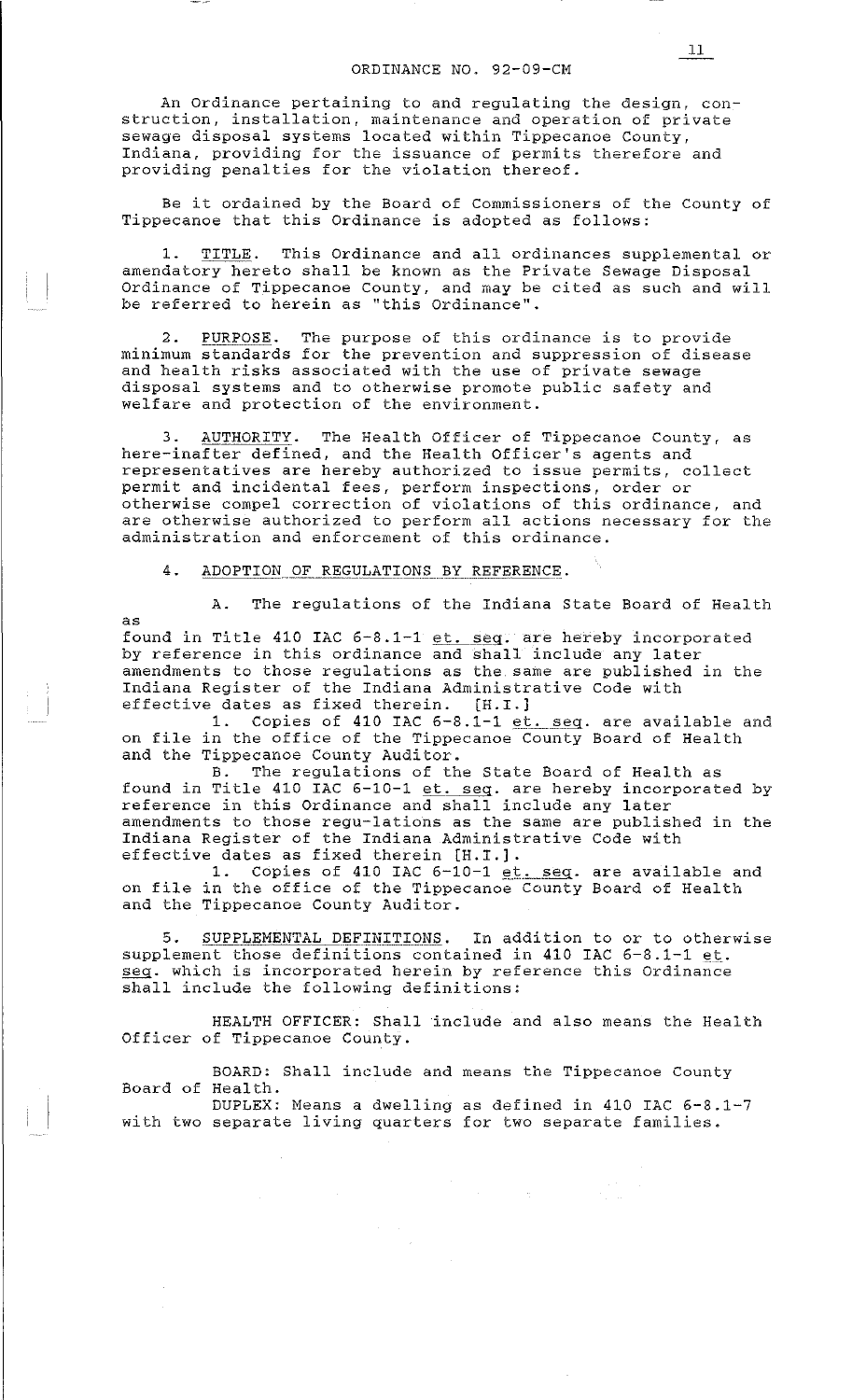# ORDINANCE NO. 92-09-CM

An Ordinance pertaining to and regulating the design, construction, installation, maintenance and operation of private sewage disposal systems located within Tippecanoe County, Indiana, providing for the issuance of permits therefore and providing penalties for the violation thereof.

Be it ordained by the Board of Commissioners of the County of Tippecanoe that this Ordinance is adopted as follows:

1. TITLE. This Ordinance and all ordinances supplemental or amendatory hereto shall be known as the Private Sewage Disposal Ordinance of Tippecanoe County, and may be cited as such and will be referred to herein as "this Ordinance".

2. PURPOSE. The purpose of this ordinance is to provide minimum standards for the prevention and suppression of disease and health risks associated with the use of private sewage disposal systems and to otherwise promote public safety and welfare and protection of the environment.

3. AUTHORITY. The Health Officer of Tippecanoe County, as here-inafter defined, and the Health Officer's agents and representatives are hereby authorized to issue permits, collect permit and incidental fees, perform inspections, order or otherwise compel correction of violations of this ordinance, and are otherwise authorized to perform all actions necessary for the administration and enforcement of this ordinance.

4. ADOPTION OF REGULATIONS BY REFERENCE.

A. The regulations of the Indiana State Board of Health as found in Title 410 IAC 6-8.1-1 et. seq. are hereby incorporated by reference in this ordinance and shall include any later amendments to those regulations as the same are published in the Indiana Register of the Indiana Administrative Code with effective dates as fixed therein. [H.I.]

1. Copies of 410 IAC 6-8.1-1 et. seq. are available and on file in the office of the Tippecanoe County Board of Health and the Tippecanoe County Auditor.

B. The regulations of the State Board of Health as found in Title 410 IAC 6-10-1 et. seq. are hereby incorporated by reference in this Ordinance and shall include any later amendments to those regu-lations as the same are published in the Indiana Register of the Indiana Administrative Code with effective dates as fixed therein [H.I.].

1. Copies of 410 IAC 6-10-1 et. seq. are available and on file in the office of the Tippecanoe County Board of Health and the Tippecanoe County Auditor.

5. SUPPLEMENTAL DEFINITIONS. In addition to or to otherwise supplement those definitions contained in 410 IAC 6-8.1-1 et. seq. which is incorporated herein by reference this Ordinance shall include the following definitions:

HEALTH OFFICER: Shall include and also means the Health Officer of Tippecanoe County.

BOARD: Shall include and means the Tippecanoe County Board of Health.

DUPLEX: Means a dwelling as defined in 410 IAC 6-8.1-7 with two separate living quarters for two separate families.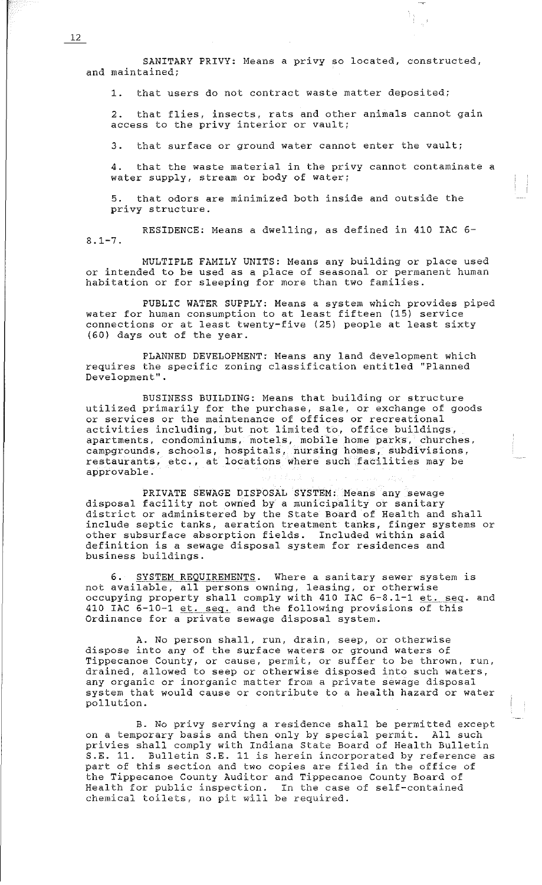SANITARY PRIVY: Means a privy so located, constructed, and maintained;

1. that users do not contract waste matter deposited;

2. that flies, insects, rats and other animals cannot gain access to the privy interior or vault;

3. that surface or ground water cannot enter the vault;

4. that the waste material in the privy cannot contaminate a water supply, stream or body of water;

5. that odors are minimized both inside and outside the privy structure.

RESIDENCE: Means a dwelling, as defined in 410 IAC 6-8.1-7.

MULTIPLE FAMILY UNITS: Means any building or place used or intended to be used as a place of seasonal or permanent human habitation or for sleeping for more than two families.

PUBLIC WATER SUPPLY: Means a system which provides piped water for human consumption to at least fifteen (15) service connections or at least twenty-five (25) people at least sixty (60) days out of the year.

PLANNED DEVELOPMENT: Means any land development which requires the specific zoning classification entitled "Planned Development".

BUSINESS BUILDING: Means that building or structure utilized primarily for the purchase, sale, or exchange of goods or services or the maintenance of offices or recreational activities including, but not limited to, office buildings, apartments, condominiums, motels, mobile home parks, churches, campgrounds, schools, hospitals, nursing homes, subdivisions, restaurants, etc., at locations where such facilities may be approvable.

PRIVATE SEWAGE DISPOSAL SYSTEM: Means any sewage disposal facility not owned by a municipality or sanitary district or administered by the State Board of Health and shall include septic tanks, aeration treatment tanks, finger systems or other subsurface absorption fields. Included within said definition is a sewage disposal system for residences and business buildings.

6. SYSTEM REQUIREMENTS. Where a sanitary sewer system is not available, all persons owning, leasing, or otherwise occupying property shall comply with 410 IAC 6-8.1-1 et. seq. and 410 IAC 6-10-1 et. seq. and the following provisions of this Ordinance for a private sewage disposal system.

A. No person shall, run, drain, seep, or otherwise dispose into any of the surface waters or ground waters of Tippecanoe County, or cause, permit, or suffer to be thrown, run, drained, allowed to seep or otherwise disposed into such waters, any organic or inorganic matter from a private sewage disposal system that would cause or contribute to a health hazard or water pollution.

B. No privy serving a residence shall be permitted except on a temporary basis and then only by special permit. All such privies shall comply with Indiana State Board of Health Bulletin S.E. 11. Bulletin S.E. 11 is herein incorporated by reference as part of this section and two copies are filed in the office of the Tippecanoe County Auditor and Tippecanoe County Board of Health for public inspection. In the case of self-contained chemical toilets, no pit will be required.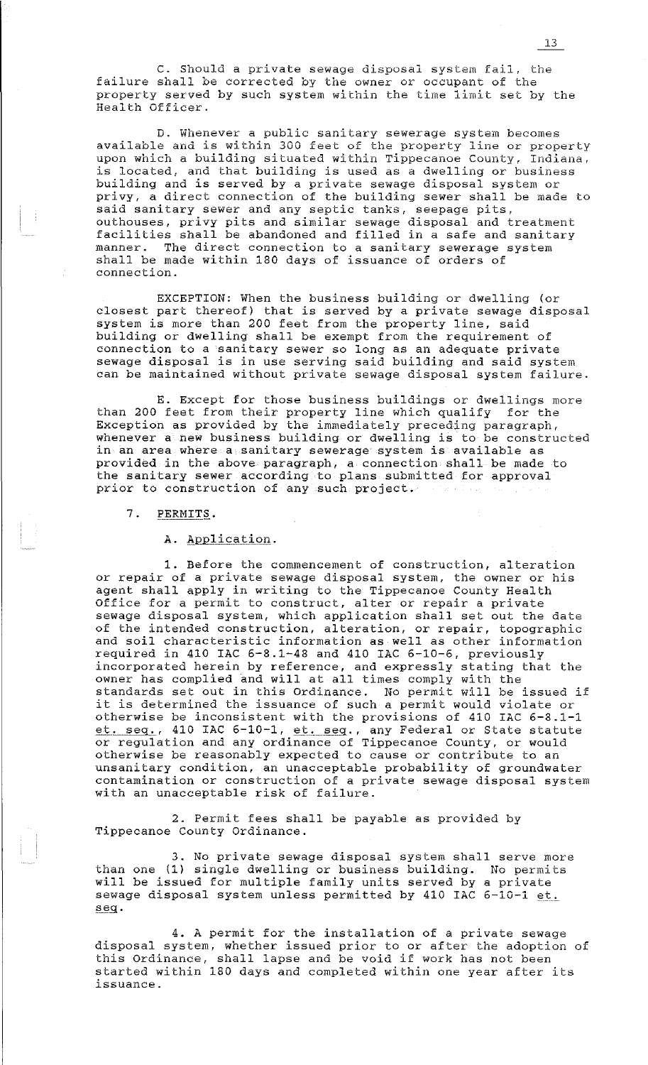C. Should a private sewage disposal system fail, the failure shall be corrected by the owner or occupant of the property served by such system within the time limit set by the Health Officer.

D. Whenever a public sanitary sewerage system becomes available and is within 300 feet of the property line or property upon which a building situated within Tippecanoe County, Indiana, is located, and that building is used as a dwelling or business building and is served by a private sewage disposal system or privy, a direct connection of the building sewer shall be made to said sanitary sewer and any septic tanks, seepage pits, outhouses, privy pits and similar sewage disposal and treatment facilities shall be abandoned and filled in a safe and sanitary manner. The direct connection to a sanitary sewerage system shall be made within 180 days of issuance of orders of connection.

EXCEPTION: When the business building or dwelling (or closest part thereof) that is served by a private sewage disposal system is more than 200 feet from the property line, said building or dwelling shall be exempt from the requirement of connection to a sanitary sewer so long as an adequate private sewage disposal is in use serving said building and said system can be maintained without private sewage disposal system failure.

E. Except for those business buildings or dwellings more than 200 feet from their property line which qualify for the Exception as provided by the immediately preceding paragraph, whenever a new business building or dwelling is to be constructed in an area where a sanitary sewerage system is available as provided in the above paragraph, a connection shall be made to the sanitary sewer according to plans submitted for approval prior to construction of any such project.

7. PERMITS.

A. Application.

1. Before the commencement of construction, alteration or repair of a private sewage disposal system, the owner or his agent shall apply in writing to the Tippecanoe County Health Office for a permit to construct, alter or repair a private sewage disposal system, which application shall set out the date of the intended construction, alteration, or repair, topographic and soil characteristic information as well as other information required in 410 IAC 6-8.1-48 and 410 IAC 6-10-6, previously incorporated herein by reference, and expressly stating that the owner has complied and will at all times comply with the standards set out in this Ordinance. No permit will be issued if it is determined the issuance of such a permit would violate or otherwise be inconsistent with the provisions of 410 IAC 6-8.1-1 et. seq., 410 IAC 6-10-1, et. seq., any Federal or State statute or regulation and any ordinance of Tippecanoe County, or would otherwise be reasonably expected to cause or contribute to an unsanitary condition, an unacceptable probability of groundwater contamination or construction of a private sewage disposal system with an unacceptable risk of failure.

2. Permit fees shall be payable as provided by Tippecanoe County Ordinance.

3. No private sewage disposal system shall serve more than one (1) single dwelling or business building. No permits will be issued for multiple family units served by a private sewage disposal system unless permitted by 410 IAC 6-10-1 et. seq.

4. A permit for the installation of a private sewage disposal system, whether issued prior to or after the adoption of this Ordinance, shall lapse and be void if work has not been started within 180 days and completed within one year after its issuance.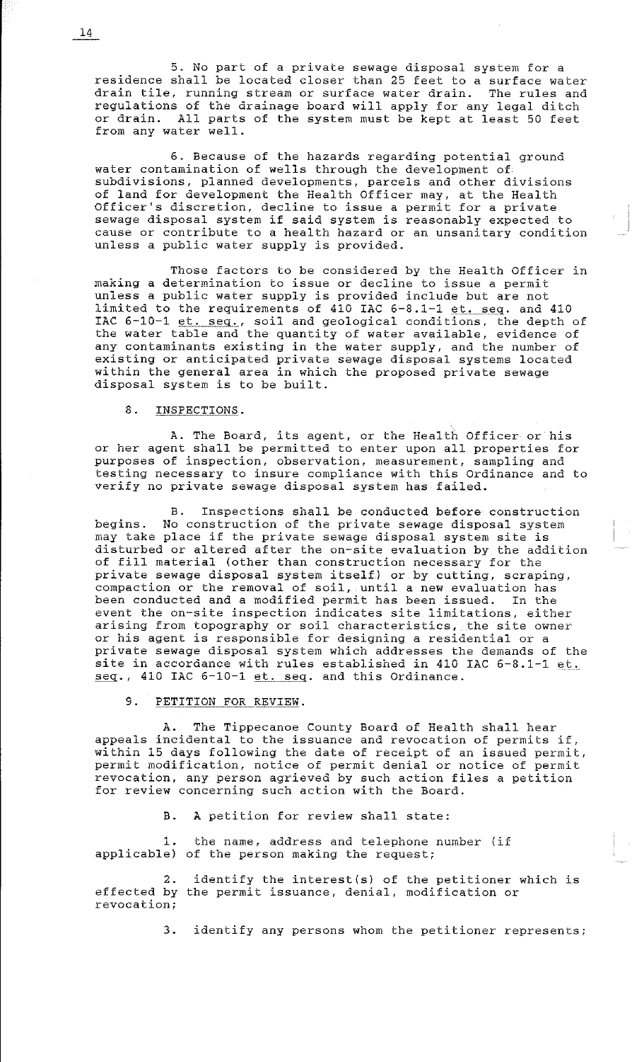5. No part of a private sewage disposal system for a residence shall be located closer than 25 feet to a surface water drain tile, running stream or surface water drain. The rules and regulations of the drainage board will apply for any legal ditch or drain. All parts of the system must be kept at least 50 feet from any water well.

6. Because of the hazards regarding potential ground water contamination of wells through the development of subdivisions, planned developments, parcels and other divisions of land for development the Health Officer may, at the Health Officer's discretion, decline to issue a permit for a private sewage disposal system if said system is reasonably expected to cause or contribute to a health hazard or an unsanitary condition unless a public water supply is provided.

Those factors to be considered by the Health Officer in making a determination to issue or decline to issue a permit unless a public water supply is provided include but are not limited to the requirements of 410 IAC 6-8.1-1 et. seq. and 410 IAC 6-10-1 et. seq., soil and geological conditions, the depth of the water table and the quantity of water available, evidence of any contaminants existing in the water supply, and the number of existing or anticipated private sewage disposal systems located within the general area in which the proposed private sewage disposal system is to be built.

## 8. INSPECTIONS.

A. The Board, its agent, or the Health Officer or his or her agent shall be permitted to enter upon all properties for purposes of inspection, observation, measurement, sampling and testing necessary to insure compliance with this Ordinance and to verify no private sewage disposal system has failed.

B. Inspections shall be conducted before construction begins. No construction of the private sewage disposal system may take place if the private sewage disposal system site is disturbed or altered after the on-site evaluation by the addition of fill material (other than construction necessary for the private sewage disposal system itself) or by cutting, scraping, compaction or the removal of soil, until a new evaluation has been conducted and a modified permit has been issued. In the event the on-site inspection indicates site limitations, either arising from topography or soil characteristics, the site owner or his agent is responsible for designing a residential or a private sewage disposal system which addresses the demands of the site in accordance with rules established in 410 IAC 6-8.1-1 et. seq., 410 IAC 6-10-1 et. seq. and this Ordinance.

## 9. PETITION FOR REVIEW.

A. The Tippecanoe County Board of Health shall hear appeals incidental to the issuance and revocation of permits if, within 15 days following the date of receipt of an issued permit, permit modification, notice of permit denial or notice of permit revocation, any person agrieved by such action files a petition for review concerning such action with the Board.

B. A petition for review shall state:

1. the name, address and telephone number (if applicable) of the person making the request;

2. identify the interest(s) of the petitioner which is effected by the permit issuance, denial, modification or revocation;

3. identify any persons whom the petitioner represents;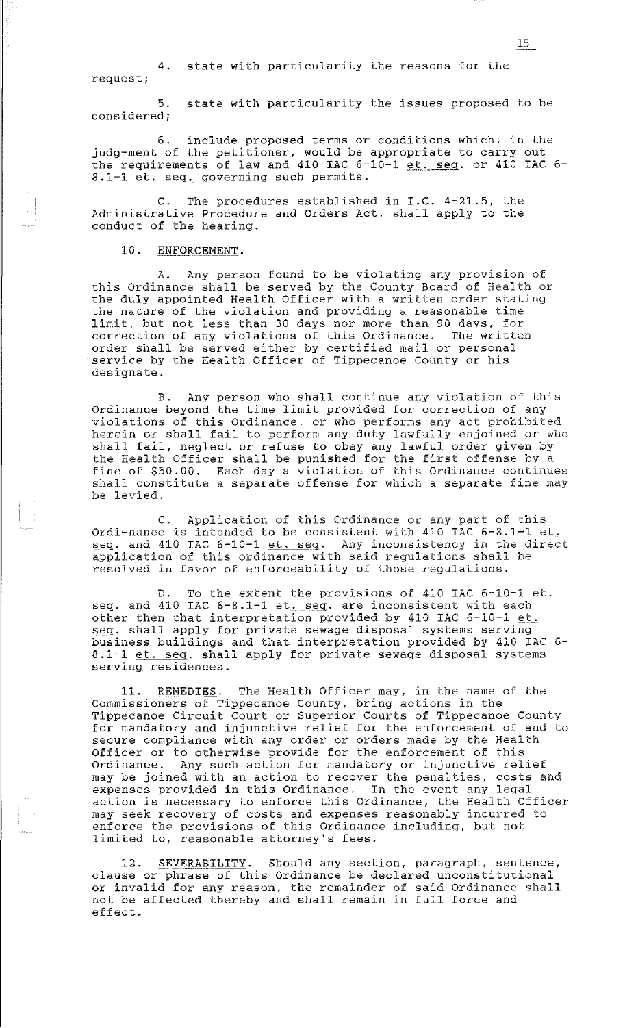4. state with particularity the reasons for the request;

5. state with particularity the issues proposed to be considered;

6. include proposed terms or conditions which, in the judg-ment of the petitioner, would be appropriate to carry out the requirements of law and 410 IAC 6-10-1 et. seq. or 410 IAC 6-8.1-1 et. seq. governing such permits.

C. The procedures established in I.C. 4-21.5, the Administrative Procedure and Orders Act, shall apply to the conduct of the hearing.

10. ENFORCEMENT.

A. Any person found to be violating any provision of this Ordinance shall be served by the County Board of Health or the duly appointed Health Officer with a written order stating the nature of the violation and providing a reasonable time limit, but not less than 30 days nor more than 90 days, for correction of any violations of this Ordinance. The written order shall be served either by certified mail or personal service by the Health Officer of Tippecanoe County or his designate.

B. Any person who shall continue any violation of this Ordinance beyond the time limit provided for correction of any violations of this Ordinance, or who performs any act prohibited herein or shall fail to perform any duty lawfully enjoined or who shall fail, neglect or refuse to obey any lawful order given by the Health Officer shall be punished for the first offense by a fine of $50.00. Each day a violation of this Ordinance continues shall constitute a separate offense for which a separate fine may be levied.

C. Application of this Ordinance or any part of this Ordi-nance is intended to be consistent with 410 IAC 6-8.1-1 et. seq. and 410 IAC 6-10-1 et. seq. Any inconsistency in the direct application of this ordinance with said regulations shall be resolved in favor of enforceability of those regulations.

D. To the extent the provisions of 410 IAC 6-10-1 et. seq. and 410 IAC 6-8.1-1 et. seq. are inconsistent with each other then that interpretation provided by 410 IAC 6-10-1 et. seq. shall apply for private sewage disposal systems serving business buildings and that interpretation provided by 410 IAC 6-8.1-1 et. seq. shall apply for private sewage disposal systems serving residences.

11. REMEDIES. The Health Officer may, in the name of the Commissioners of Tippecanoe County, bring actions in the Tippecanoe Circuit Court or Superior Courts of Tippecanoe County for mandatory and injunctive relief for the enforcement of and to secure compliance with any order or orders made by the Health Officer or to otherwise provide for the enforcement of this Ordinance. Any such action for mandatory or injunctive relief may be joined with an action to recover the penalties, costs and expenses provided in this Ordinance. In the event any legal action is necessary to enforce this Ordinance, the Health Officer may seek recovery of costs and expenses reasonably incurred to enforce the provisions of this Ordinance including, but not limited to, reasonable attorney's fees.

12. SEVERABILITY. Should any section, paragraph, sentence, clause or phrase of this Ordinance be declared unconstitutional or invalid for any reason, the remainder of said Ordinance shall not be affected thereby and shall remain in full force and effect.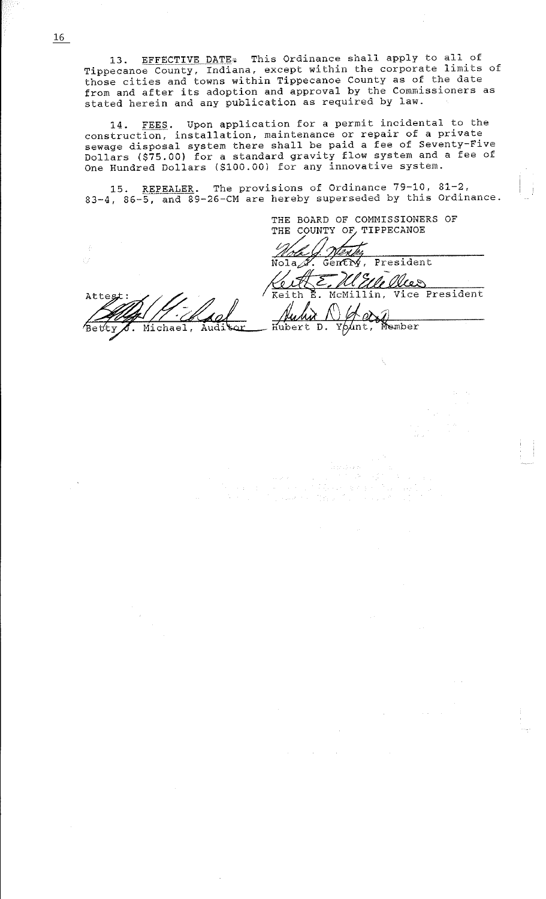13. EFFECTIVE DATE. This Ordinance shall apply to all of Tippecanoe County, Indiana, except within the corporate limits of those cities and towns within Tippecanoe County as of the date from and after its adoption and approval by the Commissioners as stated herein and any publication as required by law.

14. FEES. Upon application for a permit incidental to the construction, installation, maintenance or repair of a private sewage disposal system there shall be paid a fee of Seventy-Five Dollars ($75.00) for a standard gravity flow system and a fee of One Hundred Dollars ($100.00) for any innovative system.

15. REPEALER. The provisions of Ordinance 79-10, 81-2, 83-4, 86-5, and 89-26-CM are hereby superseded by this Ordinance.

THE BOARD OF COMMISSIONERS OF
THE COUNTY OF TIPPECANOE

Nola J. Gentry, President

Keith E. McMillin, Vice President

Hubert D. Yount, Member

Attest:

Betty J. Michael, Auditor